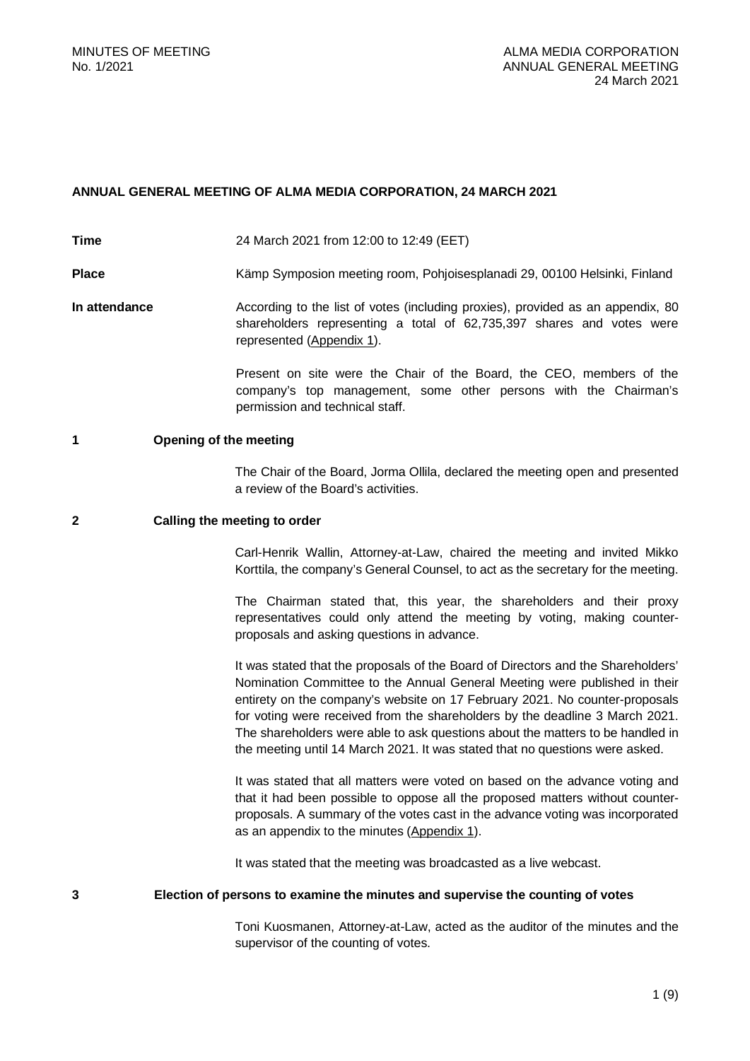# ANNUAL GENERAL MEETING OF ALMA MEDIA CORPORATION, 24 MARCH 2021

**Time** 24 March 2021 from 12:00 to 12:49 (EET)

**Place** Kämp Symposion meeting room, Pohjoisesplanadi 29, 00100 Helsinki, Finland

**In attendance** According to the list of votes (including proxies), provided as an appendix, 80 shareholders representing a total of 62,735,397 shares and votes were represented (Appendix 1).

Present on site were the Chair of the Board, the CEO, members of the company's top management, some other persons with the Chairman's permission and technical staff.

## 1 Opening of the meeting

The Chair of the Board, Jorma Ollila, declared the meeting open and presented a review of the Board's activities.

## 2 Calling the meeting to order

Carl-Henrik Wallin, Attorney-at-Law, chaired the meeting and invited Mikko Korttila, the company's General Counsel, to act as the secretary for the meeting.

The Chairman stated that, this year, the shareholders and their proxy representatives could only attend the meeting by voting, making counter-proposals and asking questions in advance.

It was stated that the proposals of the Board of Directors and the Shareholders' Nomination Committee to the Annual General Meeting were published in their entirety on the company's website on 17 February 2021. No counter-proposals for voting were received from the shareholders by the deadline 3 March 2021. The shareholders were able to ask questions about the matters to be handled in the meeting until 14 March 2021. It was stated that no questions were asked.

It was stated that all matters were voted on based on the advance voting and that it had been possible to oppose all the proposed matters without counter-proposals. A summary of the votes cast in the advance voting was incorporated as an appendix to the minutes (Appendix 1).

It was stated that the meeting was broadcasted as a live webcast.

## 3 Election of persons to examine the minutes and supervise the counting of votes

Toni Kuosmanen, Attorney-at-Law, acted as the auditor of the minutes and the supervisor of the counting of votes.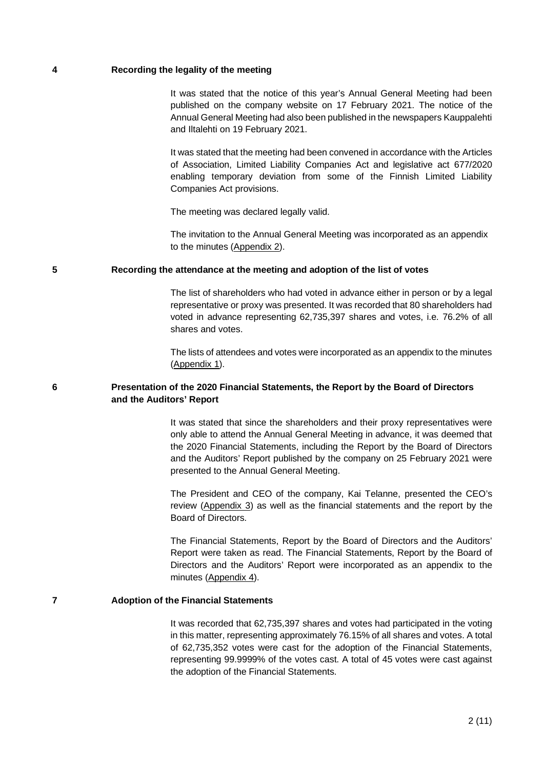## 4 Recording the legality of the meeting

It was stated that the notice of this year's Annual General Meeting had been published on the company website on 17 February 2021. The notice of the Annual General Meeting had also been published in the newspapers Kauppalehti and Iltalehti on 19 February 2021.

It was stated that the meeting had been convened in accordance with the Articles of Association, Limited Liability Companies Act and legislative act 677/2020 enabling temporary deviation from some of the Finnish Limited Liability Companies Act provisions.

The meeting was declared legally valid.

The invitation to the Annual General Meeting was incorporated as an appendix to the minutes (Appendix 2).

## 5 Recording the attendance at the meeting and adoption of the list of votes

The list of shareholders who had voted in advance either in person or by a legal representative or proxy was presented. It was recorded that 80 shareholders had voted in advance representing 62,735,397 shares and votes, i.e. 76.2% of all shares and votes.

The lists of attendees and votes were incorporated as an appendix to the minutes (Appendix 1).

## 6 Presentation of the 2020 Financial Statements, the Report by the Board of Directors and the Auditors' Report

It was stated that since the shareholders and their proxy representatives were only able to attend the Annual General Meeting in advance, it was deemed that the 2020 Financial Statements, including the Report by the Board of Directors and the Auditors' Report published by the company on 25 February 2021 were presented to the Annual General Meeting.

The President and CEO of the company, Kai Telanne, presented the CEO's review (Appendix 3) as well as the financial statements and the report by the Board of Directors.

The Financial Statements, Report by the Board of Directors and the Auditors' Report were taken as read. The Financial Statements, Report by the Board of Directors and the Auditors' Report were incorporated as an appendix to the minutes (Appendix 4).

## 7 Adoption of the Financial Statements

It was recorded that 62,735,397 shares and votes had participated in the voting in this matter, representing approximately 76.15% of all shares and votes. A total of 62,735,352 votes were cast for the adoption of the Financial Statements, representing 99.9999% of the votes cast. A total of 45 votes were cast against the adoption of the Financial Statements.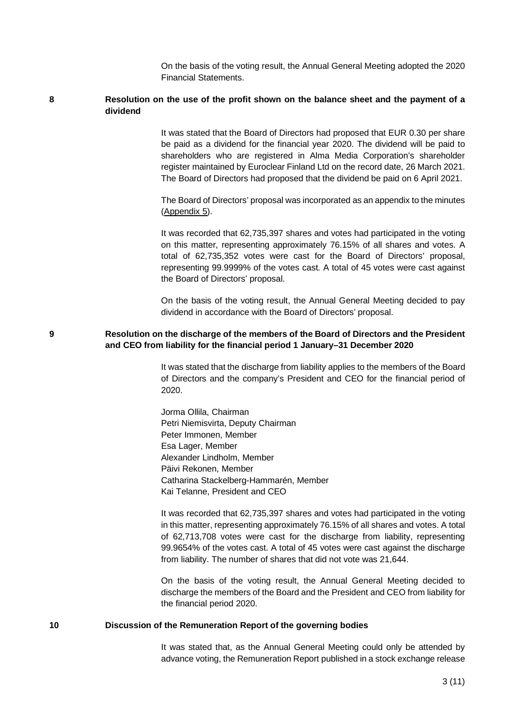On the basis of the voting result, the Annual General Meeting adopted the 2020 Financial Statements.

## 8 Resolution on the use of the profit shown on the balance sheet and the payment of a dividend

It was stated that the Board of Directors had proposed that EUR 0.30 per share be paid as a dividend for the financial year 2020. The dividend will be paid to shareholders who are registered in Alma Media Corporation's shareholder register maintained by Euroclear Finland Ltd on the record date, 26 March 2021. The Board of Directors had proposed that the dividend be paid on 6 April 2021.

The Board of Directors' proposal was incorporated as an appendix to the minutes (Appendix 5).

It was recorded that 62,735,397 shares and votes had participated in the voting on this matter, representing approximately 76.15% of all shares and votes. A total of 62,735,352 votes were cast for the Board of Directors' proposal, representing 99.9999% of the votes cast. A total of 45 votes were cast against the Board of Directors' proposal.

On the basis of the voting result, the Annual General Meeting decided to pay dividend in accordance with the Board of Directors' proposal.

## 9 Resolution on the discharge of the members of the Board of Directors and the President and CEO from liability for the financial period 1 January–31 December 2020

It was stated that the discharge from liability applies to the members of the Board of Directors and the company's President and CEO for the financial period of 2020.

Jorma Ollila, Chairman
Petri Niemisvirta, Deputy Chairman
Peter Immonen, Member
Esa Lager, Member
Alexander Lindholm, Member
Päivi Rekonen, Member
Catharina Stackelberg-Hammarén, Member
Kai Telanne, President and CEO

It was recorded that 62,735,397 shares and votes had participated in the voting in this matter, representing approximately 76.15% of all shares and votes. A total of 62,713,708 votes were cast for the discharge from liability, representing 99.9654% of the votes cast. A total of 45 votes were cast against the discharge from liability. The number of shares that did not vote was 21,644.

On the basis of the voting result, the Annual General Meeting decided to discharge the members of the Board and the President and CEO from liability for the financial period 2020.

## 10 Discussion of the Remuneration Report of the governing bodies

It was stated that, as the Annual General Meeting could only be attended by advance voting, the Remuneration Report published in a stock exchange release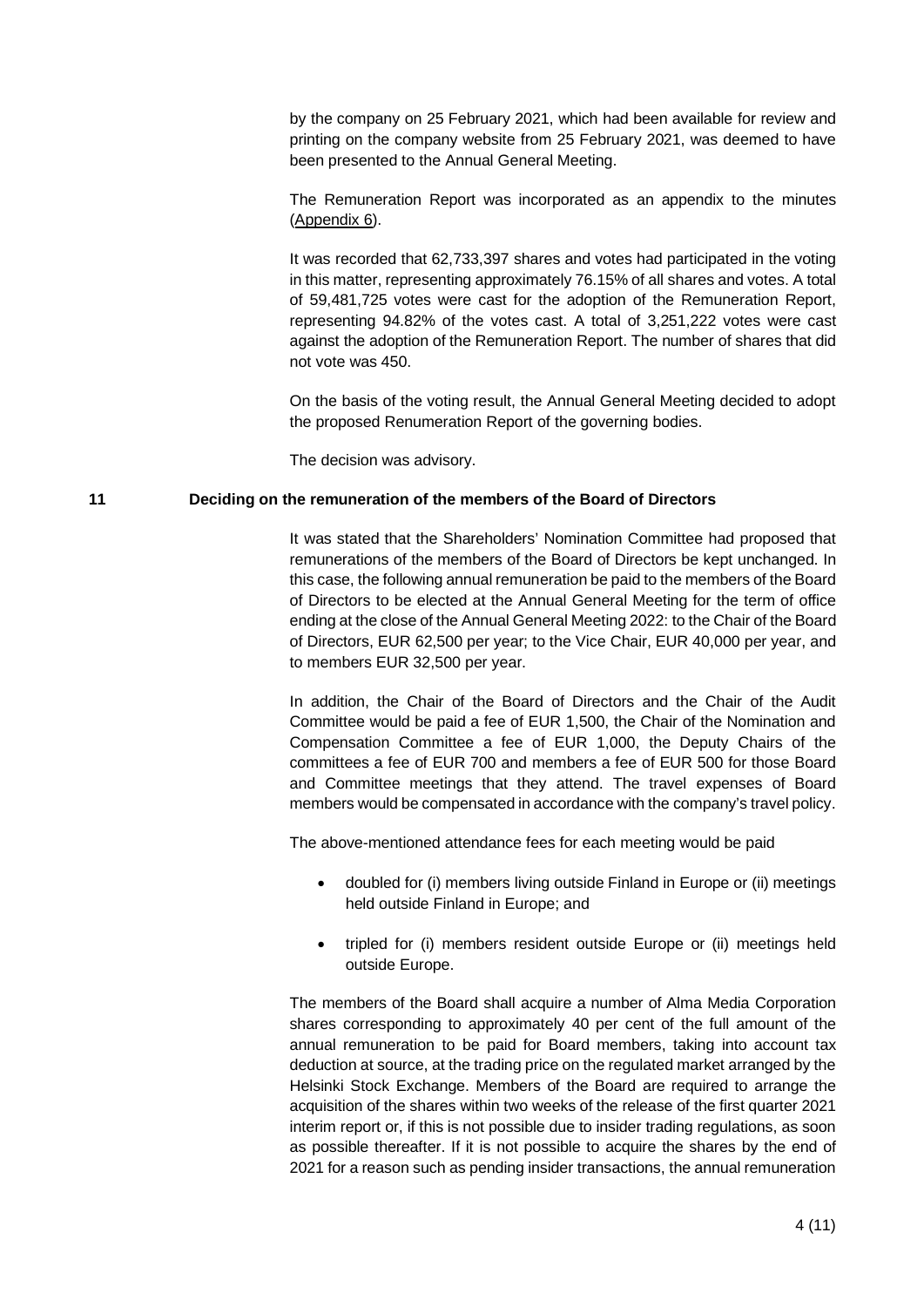by the company on 25 February 2021, which had been available for review and printing on the company website from 25 February 2021, was deemed to have been presented to the Annual General Meeting.

The Remuneration Report was incorporated as an appendix to the minutes (Appendix 6).

It was recorded that 62,733,397 shares and votes had participated in the voting in this matter, representing approximately 76.15% of all shares and votes. A total of 59,481,725 votes were cast for the adoption of the Remuneration Report, representing 94.82% of the votes cast. A total of 3,251,222 votes were cast against the adoption of the Remuneration Report. The number of shares that did not vote was 450.

On the basis of the voting result, the Annual General Meeting decided to adopt the proposed Renumeration Report of the governing bodies.

The decision was advisory.

## 11 Deciding on the remuneration of the members of the Board of Directors

It was stated that the Shareholders' Nomination Committee had proposed that remunerations of the members of the Board of Directors be kept unchanged. In this case, the following annual remuneration be paid to the members of the Board of Directors to be elected at the Annual General Meeting for the term of office ending at the close of the Annual General Meeting 2022: to the Chair of the Board of Directors, EUR 62,500 per year; to the Vice Chair, EUR 40,000 per year, and to members EUR 32,500 per year.

In addition, the Chair of the Board of Directors and the Chair of the Audit Committee would be paid a fee of EUR 1,500, the Chair of the Nomination and Compensation Committee a fee of EUR 1,000, the Deputy Chairs of the committees a fee of EUR 700 and members a fee of EUR 500 for those Board and Committee meetings that they attend. The travel expenses of Board members would be compensated in accordance with the company's travel policy.

The above-mentioned attendance fees for each meeting would be paid

- doubled for (i) members living outside Finland in Europe or (ii) meetings held outside Finland in Europe; and
- tripled for (i) members resident outside Europe or (ii) meetings held outside Europe.

The members of the Board shall acquire a number of Alma Media Corporation shares corresponding to approximately 40 per cent of the full amount of the annual remuneration to be paid for Board members, taking into account tax deduction at source, at the trading price on the regulated market arranged by the Helsinki Stock Exchange. Members of the Board are required to arrange the acquisition of the shares within two weeks of the release of the first quarter 2021 interim report or, if this is not possible due to insider trading regulations, as soon as possible thereafter. If it is not possible to acquire the shares by the end of 2021 for a reason such as pending insider transactions, the annual remuneration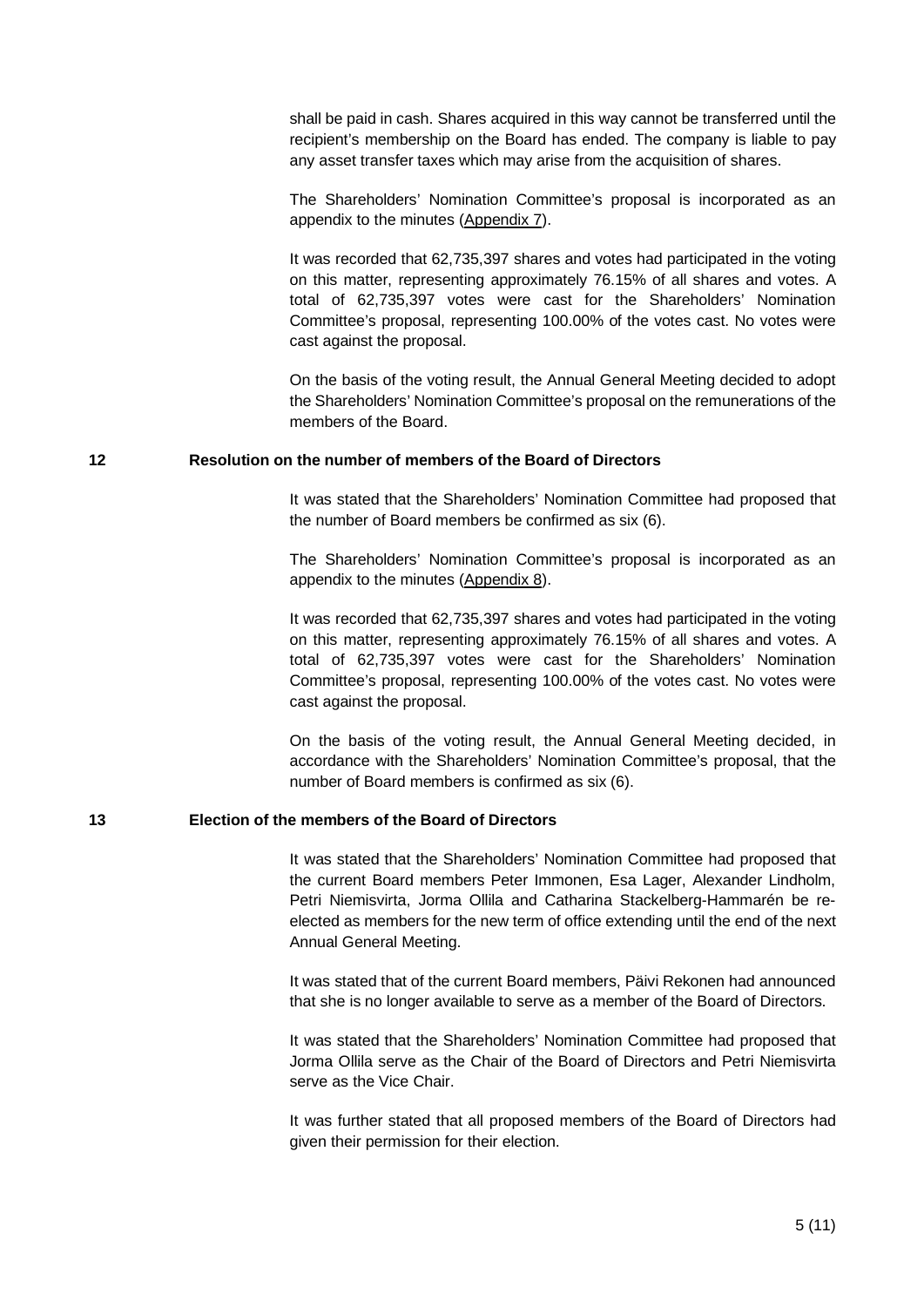shall be paid in cash. Shares acquired in this way cannot be transferred until the recipient's membership on the Board has ended. The company is liable to pay any asset transfer taxes which may arise from the acquisition of shares.

The Shareholders' Nomination Committee's proposal is incorporated as an appendix to the minutes (Appendix 7).

It was recorded that 62,735,397 shares and votes had participated in the voting on this matter, representing approximately 76.15% of all shares and votes. A total of 62,735,397 votes were cast for the Shareholders' Nomination Committee's proposal, representing 100.00% of the votes cast. No votes were cast against the proposal.

On the basis of the voting result, the Annual General Meeting decided to adopt the Shareholders' Nomination Committee's proposal on the remunerations of the members of the Board.

## 12 Resolution on the number of members of the Board of Directors

It was stated that the Shareholders' Nomination Committee had proposed that the number of Board members be confirmed as six (6).

The Shareholders' Nomination Committee's proposal is incorporated as an appendix to the minutes (Appendix 8).

It was recorded that 62,735,397 shares and votes had participated in the voting on this matter, representing approximately 76.15% of all shares and votes. A total of 62,735,397 votes were cast for the Shareholders' Nomination Committee's proposal, representing 100.00% of the votes cast. No votes were cast against the proposal.

On the basis of the voting result, the Annual General Meeting decided, in accordance with the Shareholders' Nomination Committee's proposal, that the number of Board members is confirmed as six (6).

## 13 Election of the members of the Board of Directors

It was stated that the Shareholders' Nomination Committee had proposed that the current Board members Peter Immonen, Esa Lager, Alexander Lindholm, Petri Niemisvirta, Jorma Ollila and Catharina Stackelberg-Hammarén be re-elected as members for the new term of office extending until the end of the next Annual General Meeting.

It was stated that of the current Board members, Päivi Rekonen had announced that she is no longer available to serve as a member of the Board of Directors.

It was stated that the Shareholders' Nomination Committee had proposed that Jorma Ollila serve as the Chair of the Board of Directors and Petri Niemisvirta serve as the Vice Chair.

It was further stated that all proposed members of the Board of Directors had given their permission for their election.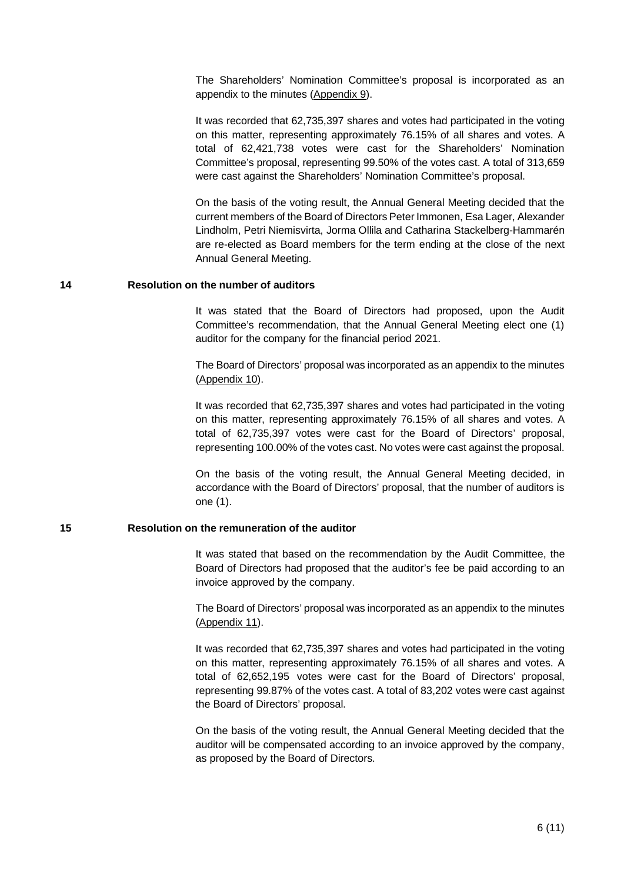The Shareholders' Nomination Committee's proposal is incorporated as an appendix to the minutes (Appendix 9).

It was recorded that 62,735,397 shares and votes had participated in the voting on this matter, representing approximately 76.15% of all shares and votes. A total of 62,421,738 votes were cast for the Shareholders' Nomination Committee's proposal, representing 99.50% of the votes cast. A total of 313,659 were cast against the Shareholders' Nomination Committee's proposal.

On the basis of the voting result, the Annual General Meeting decided that the current members of the Board of Directors Peter Immonen, Esa Lager, Alexander Lindholm, Petri Niemisvirta, Jorma Ollila and Catharina Stackelberg-Hammarén are re-elected as Board members for the term ending at the close of the next Annual General Meeting.

## 14 Resolution on the number of auditors

It was stated that the Board of Directors had proposed, upon the Audit Committee's recommendation, that the Annual General Meeting elect one (1) auditor for the company for the financial period 2021.

The Board of Directors' proposal was incorporated as an appendix to the minutes (Appendix 10).

It was recorded that 62,735,397 shares and votes had participated in the voting on this matter, representing approximately 76.15% of all shares and votes. A total of 62,735,397 votes were cast for the Board of Directors' proposal, representing 100.00% of the votes cast. No votes were cast against the proposal.

On the basis of the voting result, the Annual General Meeting decided, in accordance with the Board of Directors' proposal, that the number of auditors is one (1).

## 15 Resolution on the remuneration of the auditor

It was stated that based on the recommendation by the Audit Committee, the Board of Directors had proposed that the auditor's fee be paid according to an invoice approved by the company.

The Board of Directors' proposal was incorporated as an appendix to the minutes (Appendix 11).

It was recorded that 62,735,397 shares and votes had participated in the voting on this matter, representing approximately 76.15% of all shares and votes. A total of 62,652,195 votes were cast for the Board of Directors' proposal, representing 99.87% of the votes cast. A total of 83,202 votes were cast against the Board of Directors' proposal.

On the basis of the voting result, the Annual General Meeting decided that the auditor will be compensated according to an invoice approved by the company, as proposed by the Board of Directors.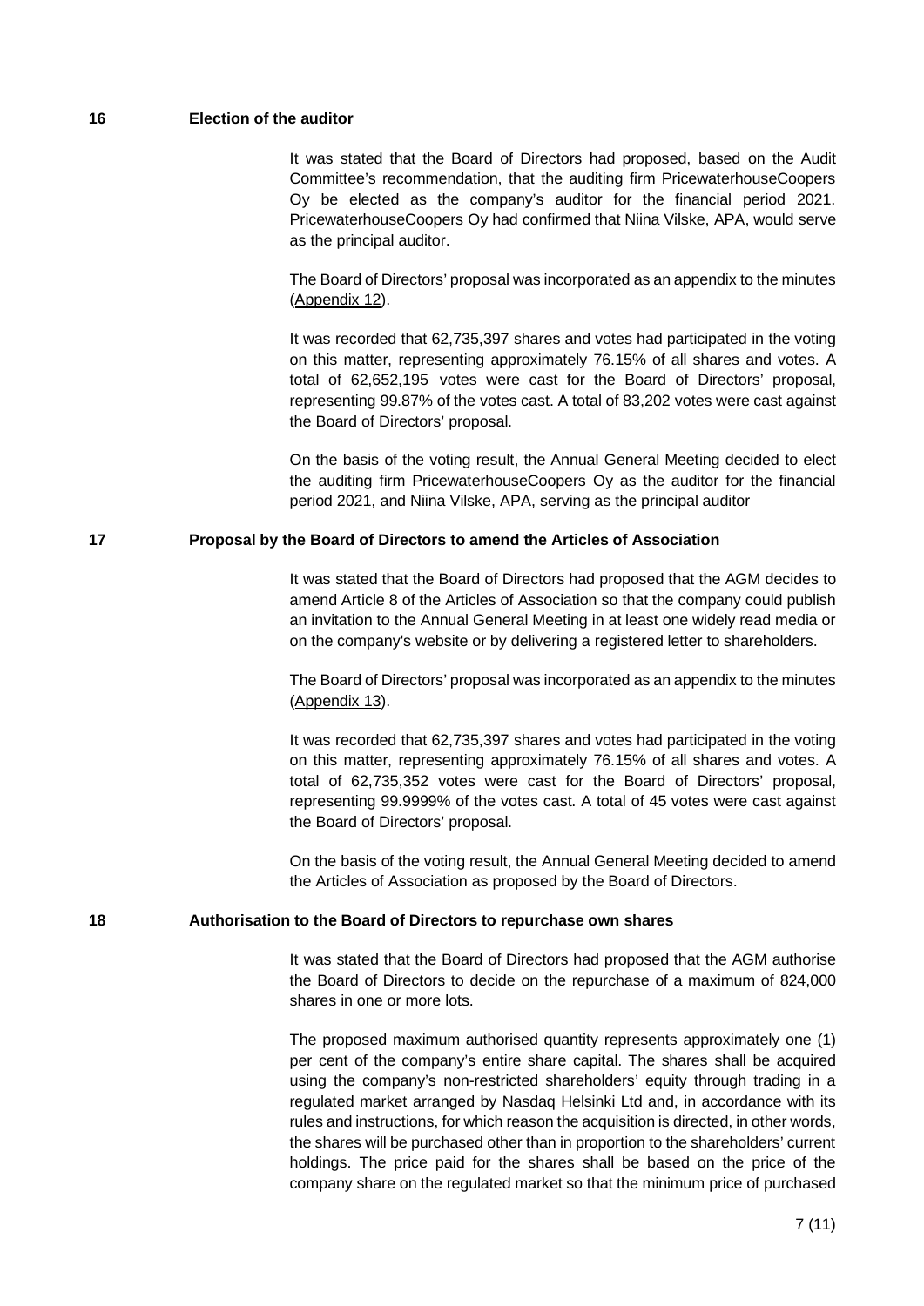## 16 Election of the auditor

It was stated that the Board of Directors had proposed, based on the Audit Committee's recommendation, that the auditing firm PricewaterhouseCoopers Oy be elected as the company's auditor for the financial period 2021. PricewaterhouseCoopers Oy had confirmed that Niina Vilske, APA, would serve as the principal auditor.

The Board of Directors' proposal was incorporated as an appendix to the minutes (Appendix 12).

It was recorded that 62,735,397 shares and votes had participated in the voting on this matter, representing approximately 76.15% of all shares and votes. A total of 62,652,195 votes were cast for the Board of Directors' proposal, representing 99.87% of the votes cast. A total of 83,202 votes were cast against the Board of Directors' proposal.

On the basis of the voting result, the Annual General Meeting decided to elect the auditing firm PricewaterhouseCoopers Oy as the auditor for the financial period 2021, and Niina Vilske, APA, serving as the principal auditor

## 17 Proposal by the Board of Directors to amend the Articles of Association

It was stated that the Board of Directors had proposed that the AGM decides to amend Article 8 of the Articles of Association so that the company could publish an invitation to the Annual General Meeting in at least one widely read media or on the company's website or by delivering a registered letter to shareholders.

The Board of Directors' proposal was incorporated as an appendix to the minutes (Appendix 13).

It was recorded that 62,735,397 shares and votes had participated in the voting on this matter, representing approximately 76.15% of all shares and votes. A total of 62,735,352 votes were cast for the Board of Directors' proposal, representing 99.9999% of the votes cast. A total of 45 votes were cast against the Board of Directors' proposal.

On the basis of the voting result, the Annual General Meeting decided to amend the Articles of Association as proposed by the Board of Directors.

## 18 Authorisation to the Board of Directors to repurchase own shares

It was stated that the Board of Directors had proposed that the AGM authorise the Board of Directors to decide on the repurchase of a maximum of 824,000 shares in one or more lots.

The proposed maximum authorised quantity represents approximately one (1) per cent of the company's entire share capital. The shares shall be acquired using the company's non-restricted shareholders' equity through trading in a regulated market arranged by Nasdaq Helsinki Ltd and, in accordance with its rules and instructions, for which reason the acquisition is directed, in other words, the shares will be purchased other than in proportion to the shareholders' current holdings. The price paid for the shares shall be based on the price of the company share on the regulated market so that the minimum price of purchased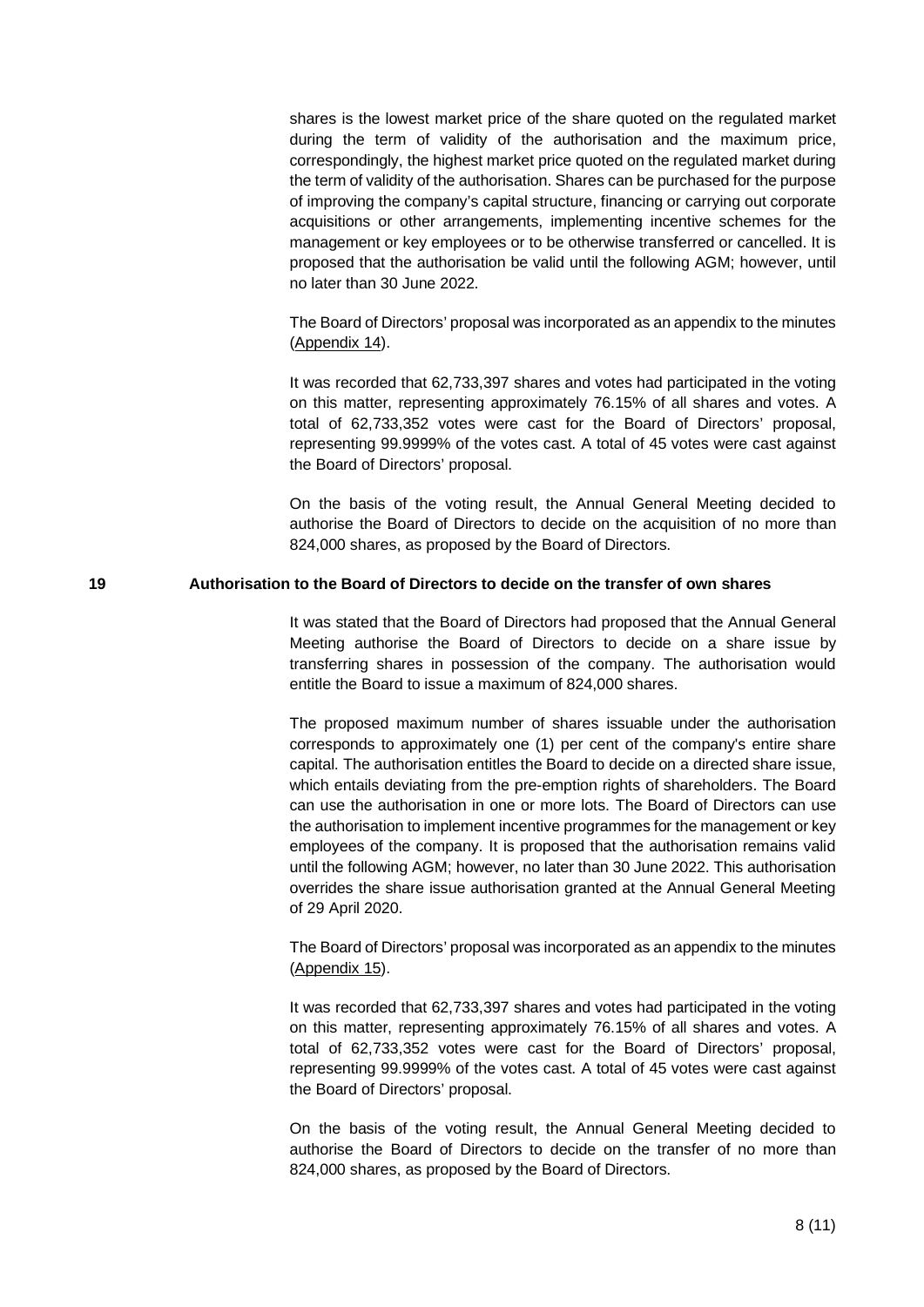shares is the lowest market price of the share quoted on the regulated market during the term of validity of the authorisation and the maximum price, correspondingly, the highest market price quoted on the regulated market during the term of validity of the authorisation. Shares can be purchased for the purpose of improving the company's capital structure, financing or carrying out corporate acquisitions or other arrangements, implementing incentive schemes for the management or key employees or to be otherwise transferred or cancelled. It is proposed that the authorisation be valid until the following AGM; however, until no later than 30 June 2022.

The Board of Directors' proposal was incorporated as an appendix to the minutes (Appendix 14).

It was recorded that 62,733,397 shares and votes had participated in the voting on this matter, representing approximately 76.15% of all shares and votes. A total of 62,733,352 votes were cast for the Board of Directors' proposal, representing 99.9999% of the votes cast. A total of 45 votes were cast against the Board of Directors' proposal.

On the basis of the voting result, the Annual General Meeting decided to authorise the Board of Directors to decide on the acquisition of no more than 824,000 shares, as proposed by the Board of Directors.

## 19 Authorisation to the Board of Directors to decide on the transfer of own shares

It was stated that the Board of Directors had proposed that the Annual General Meeting authorise the Board of Directors to decide on a share issue by transferring shares in possession of the company. The authorisation would entitle the Board to issue a maximum of 824,000 shares.

The proposed maximum number of shares issuable under the authorisation corresponds to approximately one (1) per cent of the company's entire share capital. The authorisation entitles the Board to decide on a directed share issue, which entails deviating from the pre-emption rights of shareholders. The Board can use the authorisation in one or more lots. The Board of Directors can use the authorisation to implement incentive programmes for the management or key employees of the company. It is proposed that the authorisation remains valid until the following AGM; however, no later than 30 June 2022. This authorisation overrides the share issue authorisation granted at the Annual General Meeting of 29 April 2020.

The Board of Directors' proposal was incorporated as an appendix to the minutes (Appendix 15).

It was recorded that 62,733,397 shares and votes had participated in the voting on this matter, representing approximately 76.15% of all shares and votes. A total of 62,733,352 votes were cast for the Board of Directors' proposal, representing 99.9999% of the votes cast. A total of 45 votes were cast against the Board of Directors' proposal.

On the basis of the voting result, the Annual General Meeting decided to authorise the Board of Directors to decide on the transfer of no more than 824,000 shares, as proposed by the Board of Directors.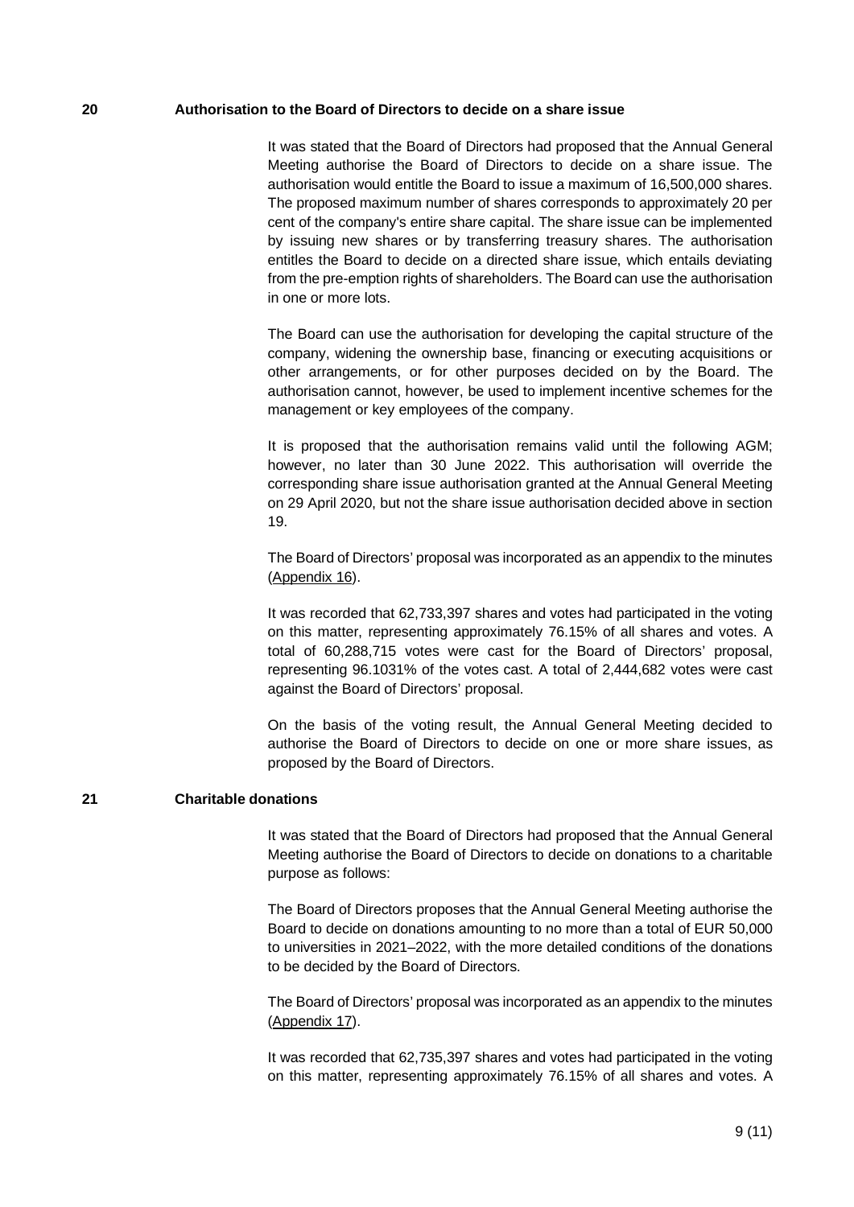## 20 Authorisation to the Board of Directors to decide on a share issue

It was stated that the Board of Directors had proposed that the Annual General Meeting authorise the Board of Directors to decide on a share issue. The authorisation would entitle the Board to issue a maximum of 16,500,000 shares. The proposed maximum number of shares corresponds to approximately 20 per cent of the company's entire share capital. The share issue can be implemented by issuing new shares or by transferring treasury shares. The authorisation entitles the Board to decide on a directed share issue, which entails deviating from the pre-emption rights of shareholders. The Board can use the authorisation in one or more lots.

The Board can use the authorisation for developing the capital structure of the company, widening the ownership base, financing or executing acquisitions or other arrangements, or for other purposes decided on by the Board. The authorisation cannot, however, be used to implement incentive schemes for the management or key employees of the company.

It is proposed that the authorisation remains valid until the following AGM; however, no later than 30 June 2022. This authorisation will override the corresponding share issue authorisation granted at the Annual General Meeting on 29 April 2020, but not the share issue authorisation decided above in section 19.

The Board of Directors' proposal was incorporated as an appendix to the minutes (Appendix 16).

It was recorded that 62,733,397 shares and votes had participated in the voting on this matter, representing approximately 76.15% of all shares and votes. A total of 60,288,715 votes were cast for the Board of Directors' proposal, representing 96.1031% of the votes cast. A total of 2,444,682 votes were cast against the Board of Directors' proposal.

On the basis of the voting result, the Annual General Meeting decided to authorise the Board of Directors to decide on one or more share issues, as proposed by the Board of Directors.

## 21 Charitable donations

It was stated that the Board of Directors had proposed that the Annual General Meeting authorise the Board of Directors to decide on donations to a charitable purpose as follows:

The Board of Directors proposes that the Annual General Meeting authorise the Board to decide on donations amounting to no more than a total of EUR 50,000 to universities in 2021–2022, with the more detailed conditions of the donations to be decided by the Board of Directors.

The Board of Directors' proposal was incorporated as an appendix to the minutes (Appendix 17).

It was recorded that 62,735,397 shares and votes had participated in the voting on this matter, representing approximately 76.15% of all shares and votes. A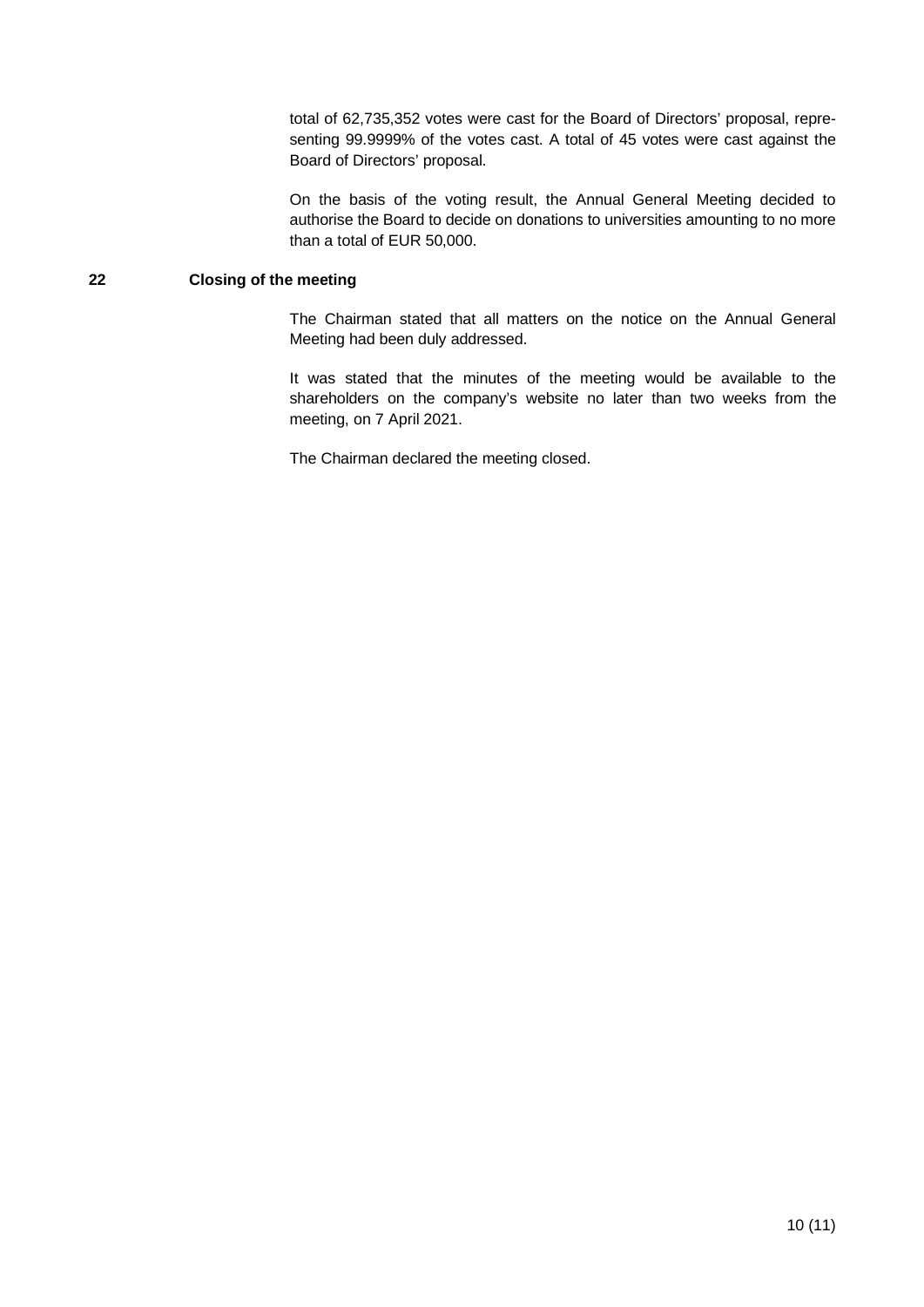total of 62,735,352 votes were cast for the Board of Directors' proposal, representing 99.9999% of the votes cast. A total of 45 votes were cast against the Board of Directors' proposal.

On the basis of the voting result, the Annual General Meeting decided to authorise the Board to decide on donations to universities amounting to no more than a total of EUR 50,000.

## 22 Closing of the meeting

The Chairman stated that all matters on the notice on the Annual General Meeting had been duly addressed.

It was stated that the minutes of the meeting would be available to the shareholders on the company's website no later than two weeks from the meeting, on 7 April 2021.

The Chairman declared the meeting closed.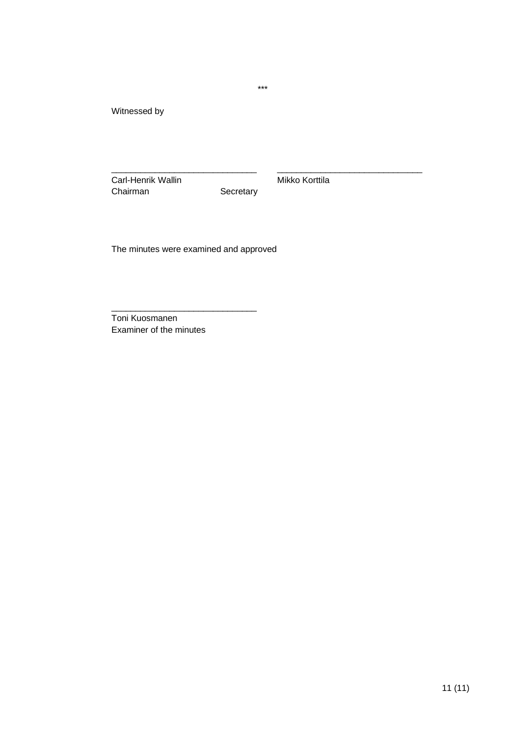\*\*\*

Witnessed by

______________________________ ______________________________

Carl-Henrik Wallin Mikko Korttila

Chairman Secretary

The minutes were examined and approved

______________________________

Toni Kuosmanen

Examiner of the minutes